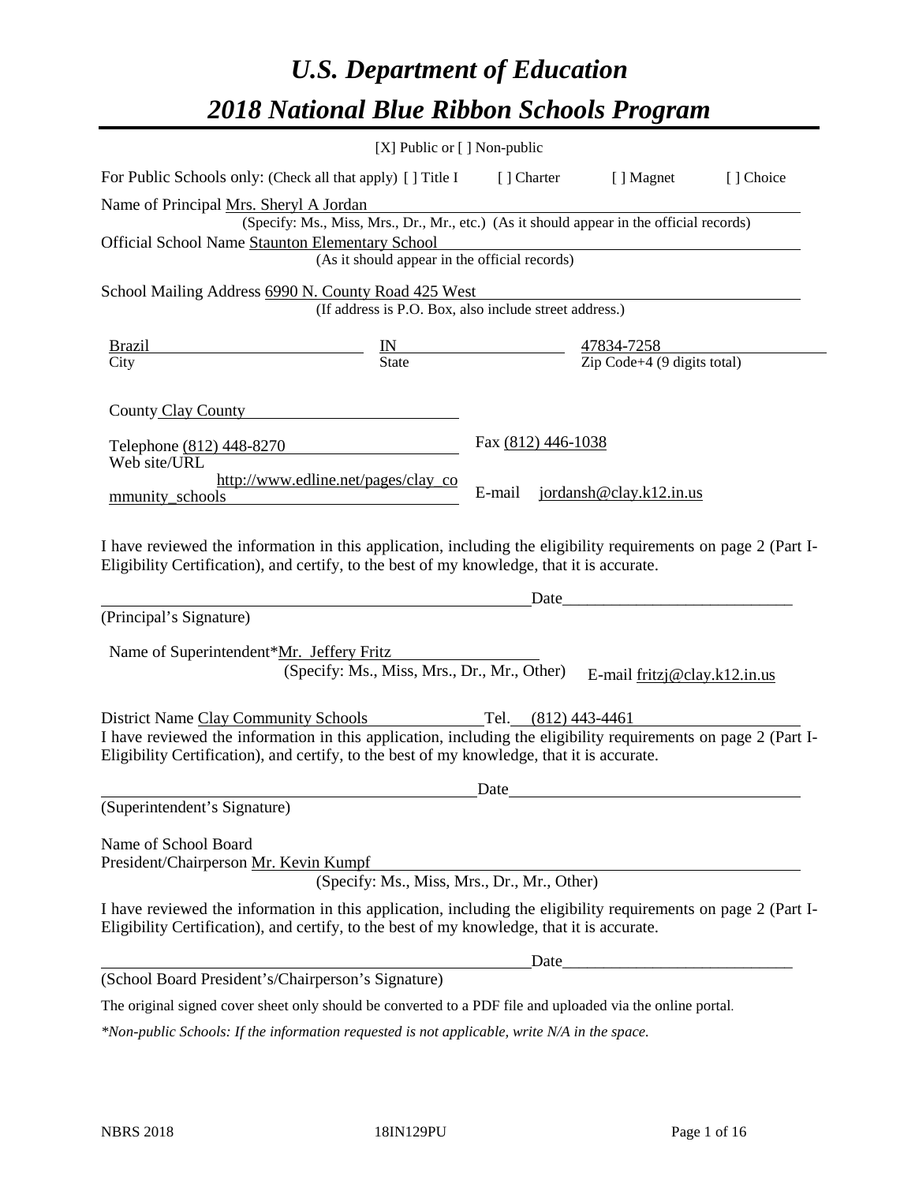# *U.S. Department of Education*

# *2018 National Blue Ribbon Schools Program*

[X] Public or [ ] Non-public

For Public Schools only: (Check all that apply) [ ] Title I [ ] Charter [ ] Magnet [ ] Choice

Name of Principal Mrs. Sheryl A Jordan
(Specify: Ms., Miss, Mrs., Dr., Mr., etc.) (As it should appear in the official records)

Official School Name Staunton Elementary School
(As it should appear in the official records)

School Mailing Address 6990 N. County Road 425 West
(If address is P.O. Box, also include street address.)

| Brazil | IN | 47834-7258 |
|---|---|---|
| City | State | Zip Code+4 (9 digits total) |

County Clay County

Telephone (812) 448-8270 Fax (812) 446-1038

Web site/URL http://www.edline.net/pages/clay_community_schools E-mail jordansh@clay.k12.in.us

I have reviewed the information in this application, including the eligibility requirements on page 2 (Part I-Eligibility Certification), and certify, to the best of my knowledge, that it is accurate.

_______________________________ Date_______________________
(Principal's Signature)

Name of Superintendent*Mr. Jeffery Fritz
(Specify: Ms., Miss, Mrs., Dr., Mr., Other) E-mail fritzj@clay.k12.in.us

District Name Clay Community Schools Tel. (812) 443-4461

I have reviewed the information in this application, including the eligibility requirements on page 2 (Part I-Eligibility Certification), and certify, to the best of my knowledge, that it is accurate.

_______________________________ Date_______________________
(Superintendent's Signature)

Name of School Board
President/Chairperson Mr. Kevin Kumpf
(Specify: Ms., Miss, Mrs., Dr., Mr., Other)

I have reviewed the information in this application, including the eligibility requirements on page 2 (Part I-Eligibility Certification), and certify, to the best of my knowledge, that it is accurate.

_______________________________ Date_______________________
(School Board President's/Chairperson's Signature)

The original signed cover sheet only should be converted to a PDF file and uploaded via the online portal.

*\*Non-public Schools: If the information requested is not applicable, write N/A in the space.*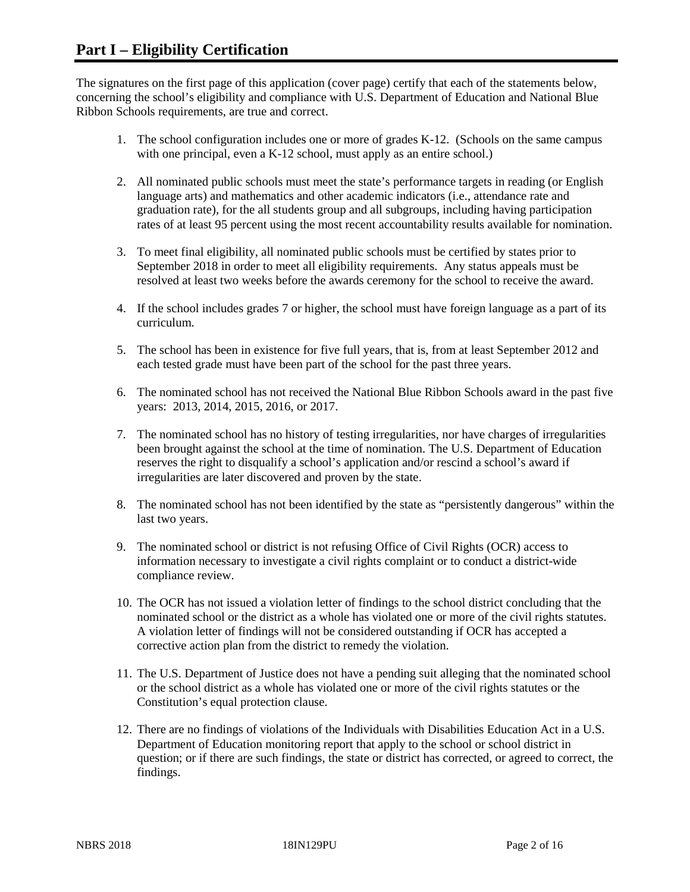## Part I – Eligibility Certification

The signatures on the first page of this application (cover page) certify that each of the statements below, concerning the school's eligibility and compliance with U.S. Department of Education and National Blue Ribbon Schools requirements, are true and correct.

1. The school configuration includes one or more of grades K-12. (Schools on the same campus with one principal, even a K-12 school, must apply as an entire school.)
2. All nominated public schools must meet the state's performance targets in reading (or English language arts) and mathematics and other academic indicators (i.e., attendance rate and graduation rate), for the all students group and all subgroups, including having participation rates of at least 95 percent using the most recent accountability results available for nomination.
3. To meet final eligibility, all nominated public schools must be certified by states prior to September 2018 in order to meet all eligibility requirements. Any status appeals must be resolved at least two weeks before the awards ceremony for the school to receive the award.
4. If the school includes grades 7 or higher, the school must have foreign language as a part of its curriculum.
5. The school has been in existence for five full years, that is, from at least September 2012 and each tested grade must have been part of the school for the past three years.
6. The nominated school has not received the National Blue Ribbon Schools award in the past five years: 2013, 2014, 2015, 2016, or 2017.
7. The nominated school has no history of testing irregularities, nor have charges of irregularities been brought against the school at the time of nomination. The U.S. Department of Education reserves the right to disqualify a school's application and/or rescind a school's award if irregularities are later discovered and proven by the state.
8. The nominated school has not been identified by the state as "persistently dangerous" within the last two years.
9. The nominated school or district is not refusing Office of Civil Rights (OCR) access to information necessary to investigate a civil rights complaint or to conduct a district-wide compliance review.
10. The OCR has not issued a violation letter of findings to the school district concluding that the nominated school or the district as a whole has violated one or more of the civil rights statutes. A violation letter of findings will not be considered outstanding if OCR has accepted a corrective action plan from the district to remedy the violation.
11. The U.S. Department of Justice does not have a pending suit alleging that the nominated school or the school district as a whole has violated one or more of the civil rights statutes or the Constitution's equal protection clause.
12. There are no findings of violations of the Individuals with Disabilities Education Act in a U.S. Department of Education monitoring report that apply to the school or school district in question; or if there are such findings, the state or district has corrected, or agreed to correct, the findings.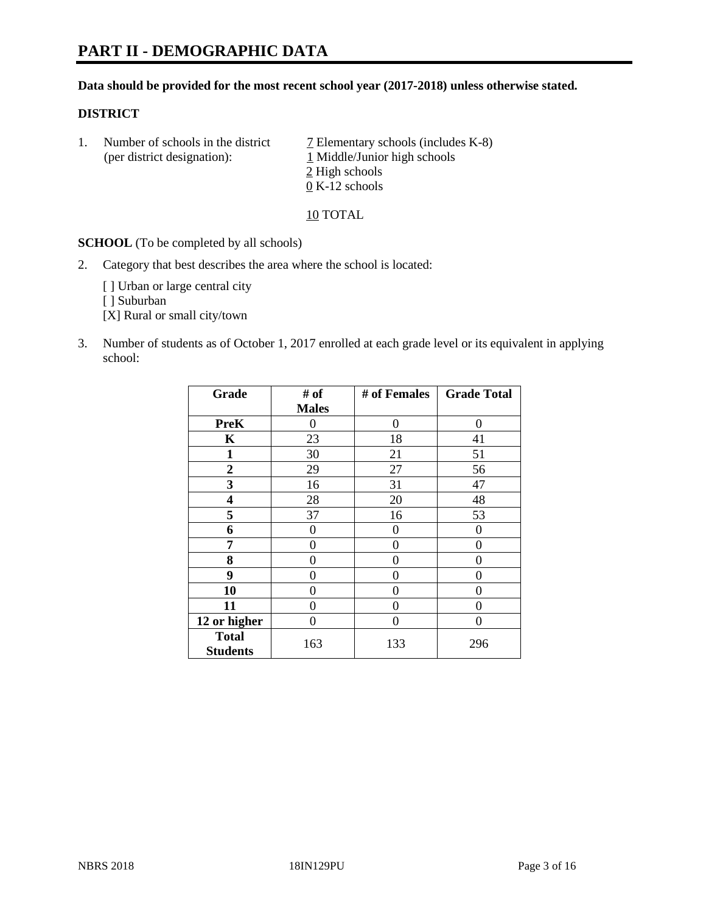# PART II - DEMOGRAPHIC DATA

**Data should be provided for the most recent school year (2017-2018) unless otherwise stated.**

**DISTRICT**

1. Number of schools in the district (per district designation):
   7 Elementary schools (includes K-8)
   1 Middle/Junior high schools
   2 High schools
   0 K-12 schools

   10 TOTAL

**SCHOOL** (To be completed by all schools)

2. Category that best describes the area where the school is located:

   [ ] Urban or large central city
   [ ] Suburban
   [X] Rural or small city/town

3. Number of students as of October 1, 2017 enrolled at each grade level or its equivalent in applying school:

| Grade | # of Males | # of Females | Grade Total |
|---|---|---|---|
| PreK | 0 | 0 | 0 |
| K | 23 | 18 | 41 |
| 1 | 30 | 21 | 51 |
| 2 | 29 | 27 | 56 |
| 3 | 16 | 31 | 47 |
| 4 | 28 | 20 | 48 |
| 5 | 37 | 16 | 53 |
| 6 | 0 | 0 | 0 |
| 7 | 0 | 0 | 0 |
| 8 | 0 | 0 | 0 |
| 9 | 0 | 0 | 0 |
| 10 | 0 | 0 | 0 |
| 11 | 0 | 0 | 0 |
| 12 or higher | 0 | 0 | 0 |
| Total Students | 163 | 133 | 296 |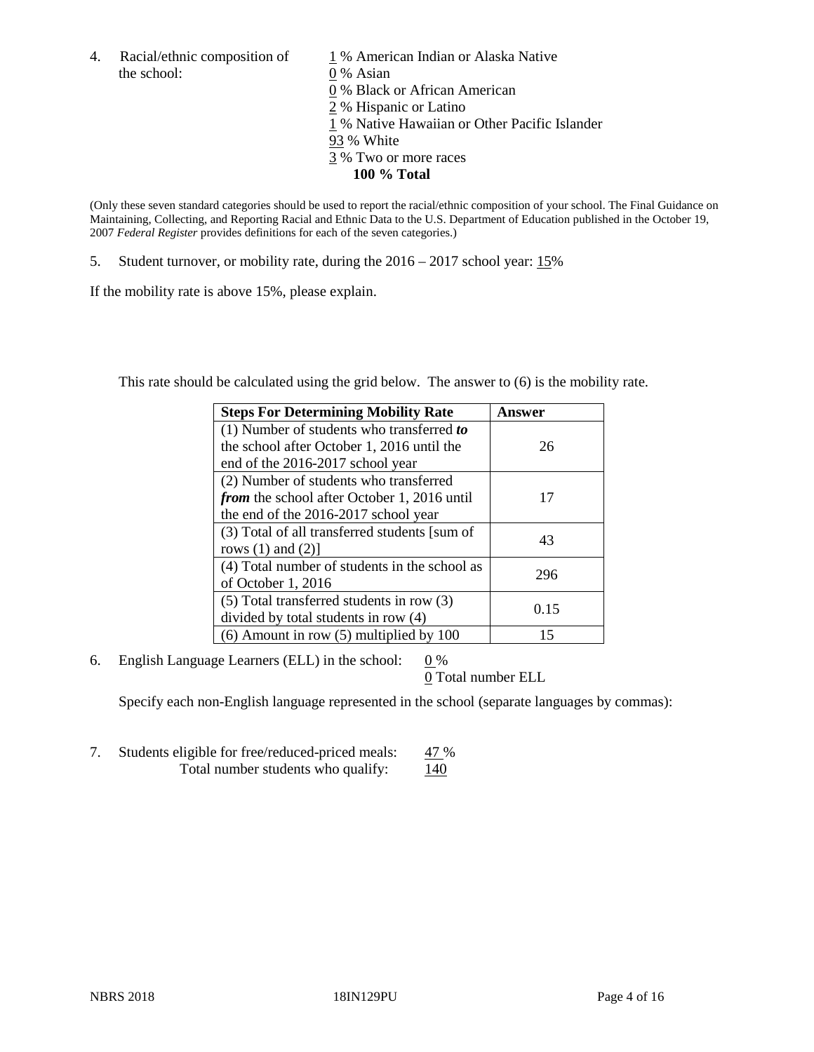4. Racial/ethnic composition of the school:

1 % American Indian or Alaska Native
0 % Asian
0 % Black or African American
2 % Hispanic or Latino
1 % Native Hawaiian or Other Pacific Islander
93 % White
3 % Two or more races
**100 % Total**

(Only these seven standard categories should be used to report the racial/ethnic composition of your school. The Final Guidance on Maintaining, Collecting, and Reporting Racial and Ethnic Data to the U.S. Department of Education published in the October 19, 2007 *Federal Register* provides definitions for each of the seven categories.)

5. Student turnover, or mobility rate, during the 2016 – 2017 school year: 15%

If the mobility rate is above 15%, please explain.

This rate should be calculated using the grid below. The answer to (6) is the mobility rate.

| **Steps For Determining Mobility Rate** | **Answer** |
|---|---|
| (1) Number of students who transferred ***to*** the school after October 1, 2016 until the end of the 2016-2017 school year | 26 |
| (2) Number of students who transferred ***from*** the school after October 1, 2016 until the end of the 2016-2017 school year | 17 |
| (3) Total of all transferred students [sum of rows (1) and (2)] | 43 |
| (4) Total number of students in the school as of October 1, 2016 | 296 |
| (5) Total transferred students in row (3) divided by total students in row (4) | 0.15 |
| (6) Amount in row (5) multiplied by 100 | 15 |

6. English Language Learners (ELL) in the school: 0 %
0 Total number ELL

Specify each non-English language represented in the school (separate languages by commas):

7. Students eligible for free/reduced-priced meals: 47 %
Total number students who qualify: 140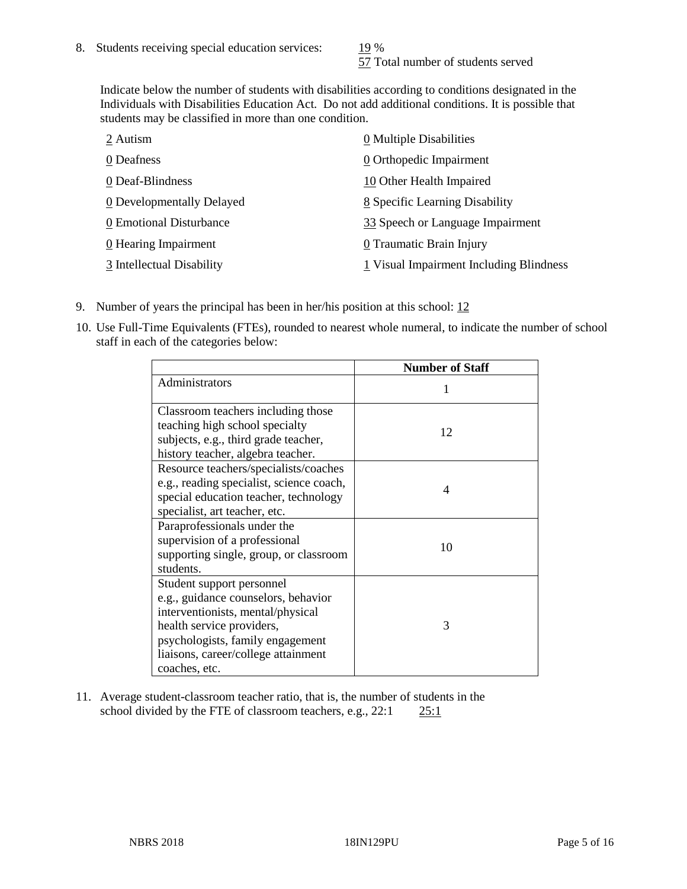8. Students receiving special education services: 19 %
57 Total number of students served

Indicate below the number of students with disabilities according to conditions designated in the Individuals with Disabilities Education Act. Do not add additional conditions. It is possible that students may be classified in more than one condition.

2 Autism
0 Deafness
0 Deaf-Blindness
0 Developmentally Delayed
0 Emotional Disturbance
0 Hearing Impairment
3 Intellectual Disability
0 Multiple Disabilities
0 Orthopedic Impairment
10 Other Health Impaired
8 Specific Learning Disability
33 Speech or Language Impairment
0 Traumatic Brain Injury
1 Visual Impairment Including Blindness

9. Number of years the principal has been in her/his position at this school: 12

10. Use Full-Time Equivalents (FTEs), rounded to nearest whole numeral, to indicate the number of school staff in each of the categories below:

| | Number of Staff |
|---|---|
| Administrators | 1 |
| Classroom teachers including those teaching high school specialty subjects, e.g., third grade teacher, history teacher, algebra teacher. | 12 |
| Resource teachers/specialists/coaches e.g., reading specialist, science coach, special education teacher, technology specialist, art teacher, etc. | 4 |
| Paraprofessionals under the supervision of a professional supporting single, group, or classroom students. | 10 |
| Student support personnel e.g., guidance counselors, behavior interventionists, mental/physical health service providers, psychologists, family engagement liaisons, career/college attainment coaches, etc. | 3 |

11. Average student-classroom teacher ratio, that is, the number of students in the school divided by the FTE of classroom teachers, e.g., 22:1 25:1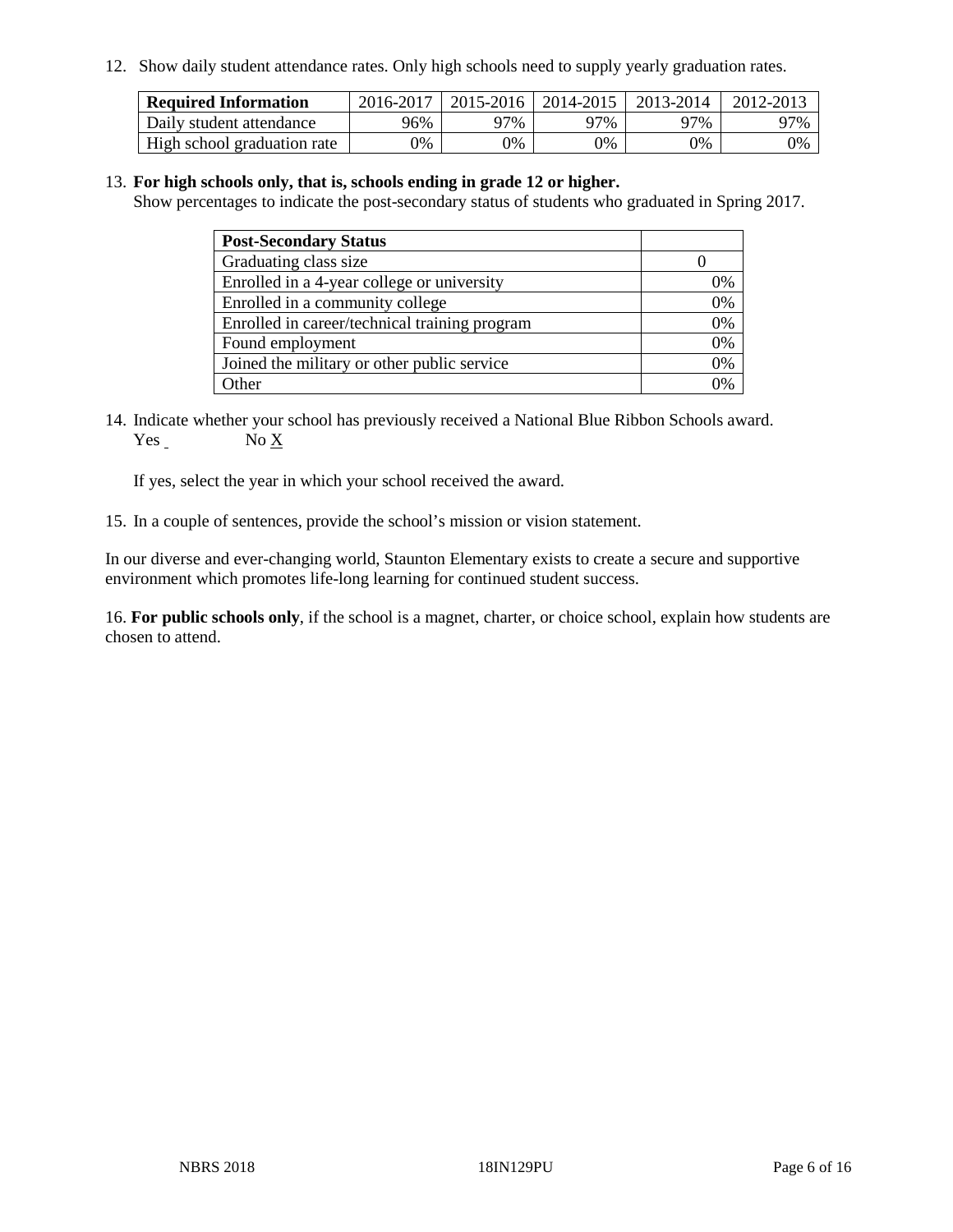12. Show daily student attendance rates. Only high schools need to supply yearly graduation rates.

| Required Information | 2016-2017 | 2015-2016 | 2014-2015 | 2013-2014 | 2012-2013 |
|---|---|---|---|---|---|
| Daily student attendance | 96% | 97% | 97% | 97% | 97% |
| High school graduation rate | 0% | 0% | 0% | 0% | 0% |

13. **For high schools only, that is, schools ending in grade 12 or higher.**
Show percentages to indicate the post-secondary status of students who graduated in Spring 2017.

| Post-Secondary Status | |
|---|---|
| Graduating class size | 0 |
| Enrolled in a 4-year college or university | 0% |
| Enrolled in a community college | 0% |
| Enrolled in career/technical training program | 0% |
| Found employment | 0% |
| Joined the military or other public service | 0% |
| Other | 0% |

14. Indicate whether your school has previously received a National Blue Ribbon Schools award.
Yes ___ No X

If yes, select the year in which your school received the award.

15. In a couple of sentences, provide the school's mission or vision statement.

In our diverse and ever-changing world, Staunton Elementary exists to create a secure and supportive environment which promotes life-long learning for continued student success.

16. **For public schools only**, if the school is a magnet, charter, or choice school, explain how students are chosen to attend.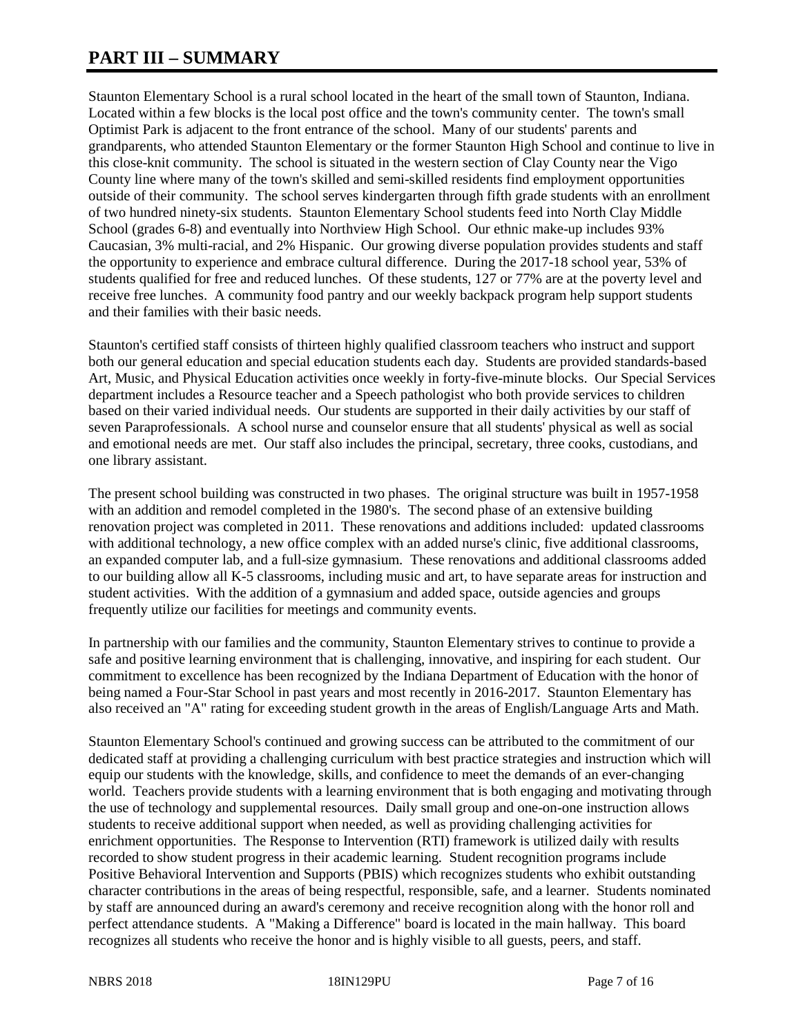# PART III – SUMMARY

Staunton Elementary School is a rural school located in the heart of the small town of Staunton, Indiana. Located within a few blocks is the local post office and the town's community center. The town's small Optimist Park is adjacent to the front entrance of the school. Many of our students' parents and grandparents, who attended Staunton Elementary or the former Staunton High School and continue to live in this close-knit community. The school is situated in the western section of Clay County near the Vigo County line where many of the town's skilled and semi-skilled residents find employment opportunities outside of their community. The school serves kindergarten through fifth grade students with an enrollment of two hundred ninety-six students. Staunton Elementary School students feed into North Clay Middle School (grades 6-8) and eventually into Northview High School. Our ethnic make-up includes 93% Caucasian, 3% multi-racial, and 2% Hispanic. Our growing diverse population provides students and staff the opportunity to experience and embrace cultural difference. During the 2017-18 school year, 53% of students qualified for free and reduced lunches. Of these students, 127 or 77% are at the poverty level and receive free lunches. A community food pantry and our weekly backpack program help support students and their families with their basic needs.

Staunton's certified staff consists of thirteen highly qualified classroom teachers who instruct and support both our general education and special education students each day. Students are provided standards-based Art, Music, and Physical Education activities once weekly in forty-five-minute blocks. Our Special Services department includes a Resource teacher and a Speech pathologist who both provide services to children based on their varied individual needs. Our students are supported in their daily activities by our staff of seven Paraprofessionals. A school nurse and counselor ensure that all students' physical as well as social and emotional needs are met. Our staff also includes the principal, secretary, three cooks, custodians, and one library assistant.

The present school building was constructed in two phases. The original structure was built in 1957-1958 with an addition and remodel completed in the 1980's. The second phase of an extensive building renovation project was completed in 2011. These renovations and additions included: updated classrooms with additional technology, a new office complex with an added nurse's clinic, five additional classrooms, an expanded computer lab, and a full-size gymnasium. These renovations and additional classrooms added to our building allow all K-5 classrooms, including music and art, to have separate areas for instruction and student activities. With the addition of a gymnasium and added space, outside agencies and groups frequently utilize our facilities for meetings and community events.

In partnership with our families and the community, Staunton Elementary strives to continue to provide a safe and positive learning environment that is challenging, innovative, and inspiring for each student. Our commitment to excellence has been recognized by the Indiana Department of Education with the honor of being named a Four-Star School in past years and most recently in 2016-2017. Staunton Elementary has also received an "A" rating for exceeding student growth in the areas of English/Language Arts and Math.

Staunton Elementary School's continued and growing success can be attributed to the commitment of our dedicated staff at providing a challenging curriculum with best practice strategies and instruction which will equip our students with the knowledge, skills, and confidence to meet the demands of an ever-changing world. Teachers provide students with a learning environment that is both engaging and motivating through the use of technology and supplemental resources. Daily small group and one-on-one instruction allows students to receive additional support when needed, as well as providing challenging activities for enrichment opportunities. The Response to Intervention (RTI) framework is utilized daily with results recorded to show student progress in their academic learning. Student recognition programs include Positive Behavioral Intervention and Supports (PBIS) which recognizes students who exhibit outstanding character contributions in the areas of being respectful, responsible, safe, and a learner. Students nominated by staff are announced during an award's ceremony and receive recognition along with the honor roll and perfect attendance students. A "Making a Difference" board is located in the main hallway. This board recognizes all students who receive the honor and is highly visible to all guests, peers, and staff.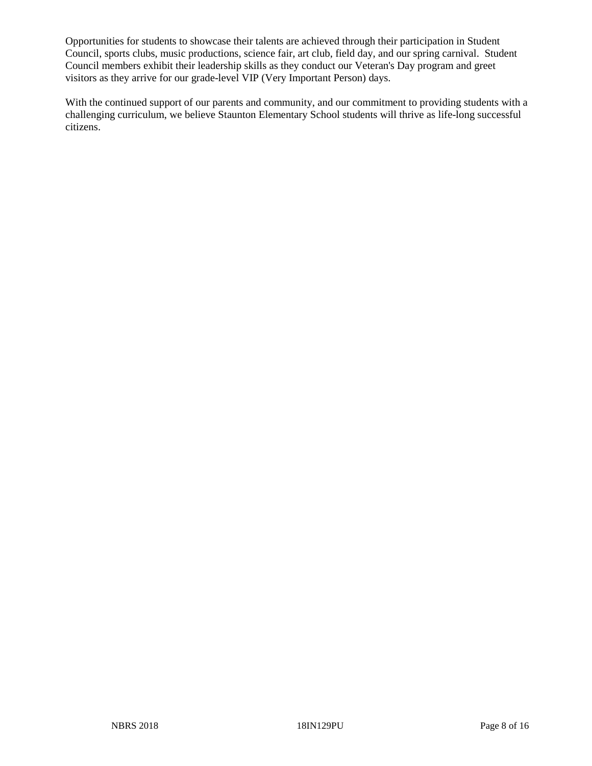Opportunities for students to showcase their talents are achieved through their participation in Student Council, sports clubs, music productions, science fair, art club, field day, and our spring carnival. Student Council members exhibit their leadership skills as they conduct our Veteran's Day program and greet visitors as they arrive for our grade-level VIP (Very Important Person) days.

With the continued support of our parents and community, and our commitment to providing students with a challenging curriculum, we believe Staunton Elementary School students will thrive as life-long successful citizens.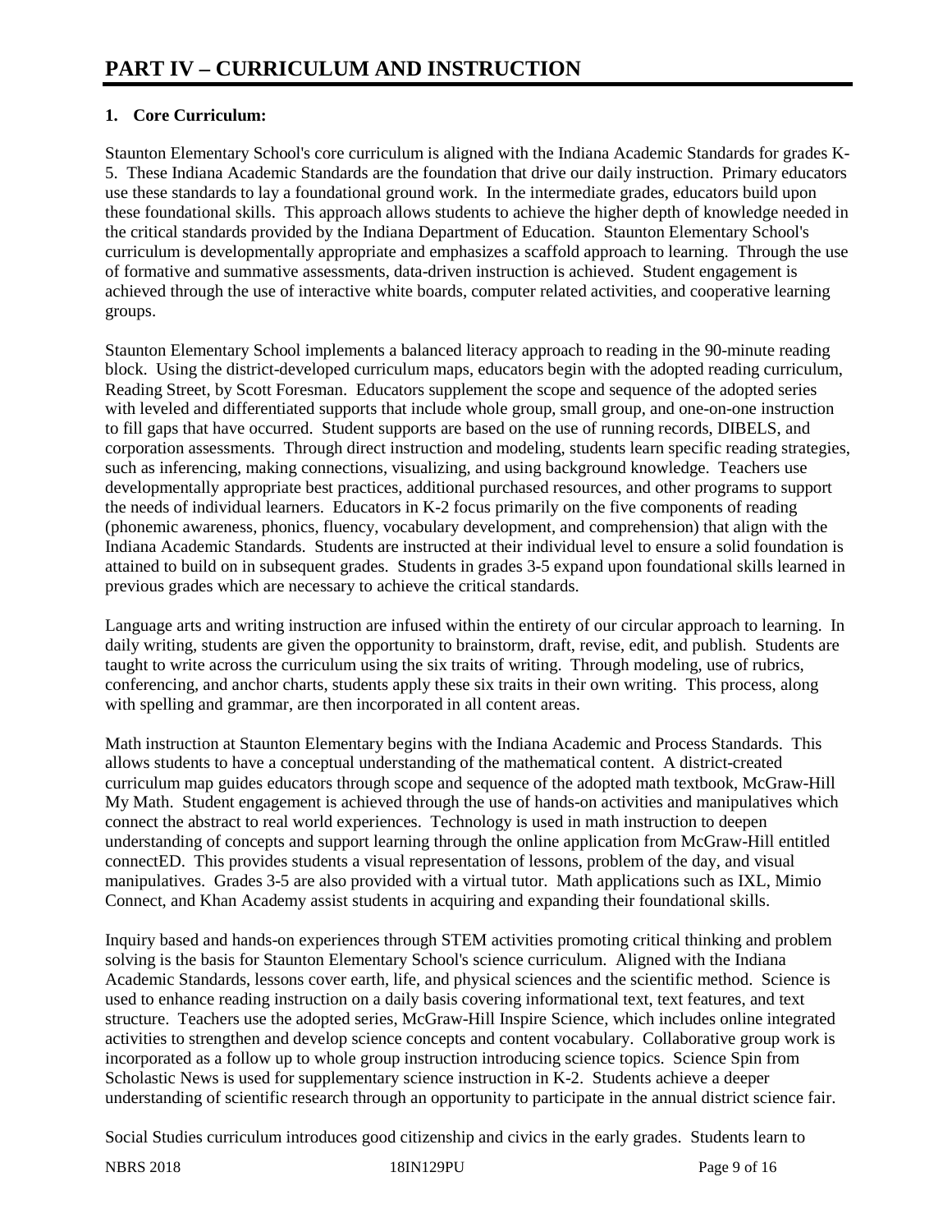# PART IV – CURRICULUM AND INSTRUCTION

**1. Core Curriculum:**

Staunton Elementary School's core curriculum is aligned with the Indiana Academic Standards for grades K-5. These Indiana Academic Standards are the foundation that drive our daily instruction. Primary educators use these standards to lay a foundational ground work. In the intermediate grades, educators build upon these foundational skills. This approach allows students to achieve the higher depth of knowledge needed in the critical standards provided by the Indiana Department of Education. Staunton Elementary School's curriculum is developmentally appropriate and emphasizes a scaffold approach to learning. Through the use of formative and summative assessments, data-driven instruction is achieved. Student engagement is achieved through the use of interactive white boards, computer related activities, and cooperative learning groups.

Staunton Elementary School implements a balanced literacy approach to reading in the 90-minute reading block. Using the district-developed curriculum maps, educators begin with the adopted reading curriculum, Reading Street, by Scott Foresman. Educators supplement the scope and sequence of the adopted series with leveled and differentiated supports that include whole group, small group, and one-on-one instruction to fill gaps that have occurred. Student supports are based on the use of running records, DIBELS, and corporation assessments. Through direct instruction and modeling, students learn specific reading strategies, such as inferencing, making connections, visualizing, and using background knowledge. Teachers use developmentally appropriate best practices, additional purchased resources, and other programs to support the needs of individual learners. Educators in K-2 focus primarily on the five components of reading (phonemic awareness, phonics, fluency, vocabulary development, and comprehension) that align with the Indiana Academic Standards. Students are instructed at their individual level to ensure a solid foundation is attained to build on in subsequent grades. Students in grades 3-5 expand upon foundational skills learned in previous grades which are necessary to achieve the critical standards.

Language arts and writing instruction are infused within the entirety of our circular approach to learning. In daily writing, students are given the opportunity to brainstorm, draft, revise, edit, and publish. Students are taught to write across the curriculum using the six traits of writing. Through modeling, use of rubrics, conferencing, and anchor charts, students apply these six traits in their own writing. This process, along with spelling and grammar, are then incorporated in all content areas.

Math instruction at Staunton Elementary begins with the Indiana Academic and Process Standards. This allows students to have a conceptual understanding of the mathematical content. A district-created curriculum map guides educators through scope and sequence of the adopted math textbook, McGraw-Hill My Math. Student engagement is achieved through the use of hands-on activities and manipulatives which connect the abstract to real world experiences. Technology is used in math instruction to deepen understanding of concepts and support learning through the online application from McGraw-Hill entitled connectED. This provides students a visual representation of lessons, problem of the day, and visual manipulatives. Grades 3-5 are also provided with a virtual tutor. Math applications such as IXL, Mimio Connect, and Khan Academy assist students in acquiring and expanding their foundational skills.

Inquiry based and hands-on experiences through STEM activities promoting critical thinking and problem solving is the basis for Staunton Elementary School's science curriculum. Aligned with the Indiana Academic Standards, lessons cover earth, life, and physical sciences and the scientific method. Science is used to enhance reading instruction on a daily basis covering informational text, text features, and text structure. Teachers use the adopted series, McGraw-Hill Inspire Science, which includes online integrated activities to strengthen and develop science concepts and content vocabulary. Collaborative group work is incorporated as a follow up to whole group instruction introducing science topics. Science Spin from Scholastic News is used for supplementary science instruction in K-2. Students achieve a deeper understanding of scientific research through an opportunity to participate in the annual district science fair.

Social Studies curriculum introduces good citizenship and civics in the early grades. Students learn to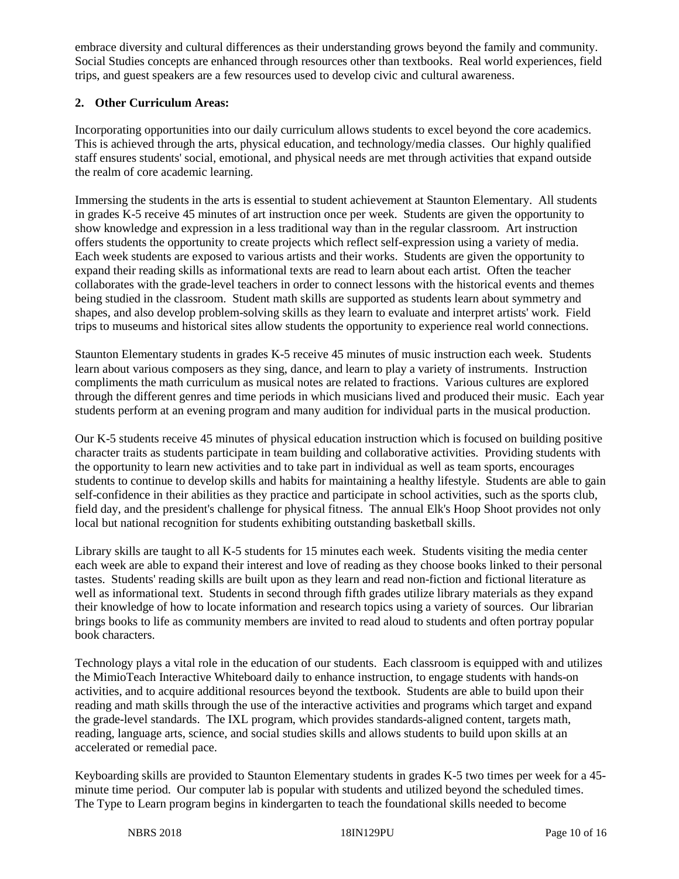embrace diversity and cultural differences as their understanding grows beyond the family and community. Social Studies concepts are enhanced through resources other than textbooks. Real world experiences, field trips, and guest speakers are a few resources used to develop civic and cultural awareness.

**2. Other Curriculum Areas:**

Incorporating opportunities into our daily curriculum allows students to excel beyond the core academics. This is achieved through the arts, physical education, and technology/media classes. Our highly qualified staff ensures students' social, emotional, and physical needs are met through activities that expand outside the realm of core academic learning.

Immersing the students in the arts is essential to student achievement at Staunton Elementary. All students in grades K-5 receive 45 minutes of art instruction once per week. Students are given the opportunity to show knowledge and expression in a less traditional way than in the regular classroom. Art instruction offers students the opportunity to create projects which reflect self-expression using a variety of media. Each week students are exposed to various artists and their works. Students are given the opportunity to expand their reading skills as informational texts are read to learn about each artist. Often the teacher collaborates with the grade-level teachers in order to connect lessons with the historical events and themes being studied in the classroom. Student math skills are supported as students learn about symmetry and shapes, and also develop problem-solving skills as they learn to evaluate and interpret artists' work. Field trips to museums and historical sites allow students the opportunity to experience real world connections.

Staunton Elementary students in grades K-5 receive 45 minutes of music instruction each week. Students learn about various composers as they sing, dance, and learn to play a variety of instruments. Instruction compliments the math curriculum as musical notes are related to fractions. Various cultures are explored through the different genres and time periods in which musicians lived and produced their music. Each year students perform at an evening program and many audition for individual parts in the musical production.

Our K-5 students receive 45 minutes of physical education instruction which is focused on building positive character traits as students participate in team building and collaborative activities. Providing students with the opportunity to learn new activities and to take part in individual as well as team sports, encourages students to continue to develop skills and habits for maintaining a healthy lifestyle. Students are able to gain self-confidence in their abilities as they practice and participate in school activities, such as the sports club, field day, and the president's challenge for physical fitness. The annual Elk's Hoop Shoot provides not only local but national recognition for students exhibiting outstanding basketball skills.

Library skills are taught to all K-5 students for 15 minutes each week. Students visiting the media center each week are able to expand their interest and love of reading as they choose books linked to their personal tastes. Students' reading skills are built upon as they learn and read non-fiction and fictional literature as well as informational text. Students in second through fifth grades utilize library materials as they expand their knowledge of how to locate information and research topics using a variety of sources. Our librarian brings books to life as community members are invited to read aloud to students and often portray popular book characters.

Technology plays a vital role in the education of our students. Each classroom is equipped with and utilizes the MimioTeach Interactive Whiteboard daily to enhance instruction, to engage students with hands-on activities, and to acquire additional resources beyond the textbook. Students are able to build upon their reading and math skills through the use of the interactive activities and programs which target and expand the grade-level standards. The IXL program, which provides standards-aligned content, targets math, reading, language arts, science, and social studies skills and allows students to build upon skills at an accelerated or remedial pace.

Keyboarding skills are provided to Staunton Elementary students in grades K-5 two times per week for a 45-minute time period. Our computer lab is popular with students and utilized beyond the scheduled times. The Type to Learn program begins in kindergarten to teach the foundational skills needed to become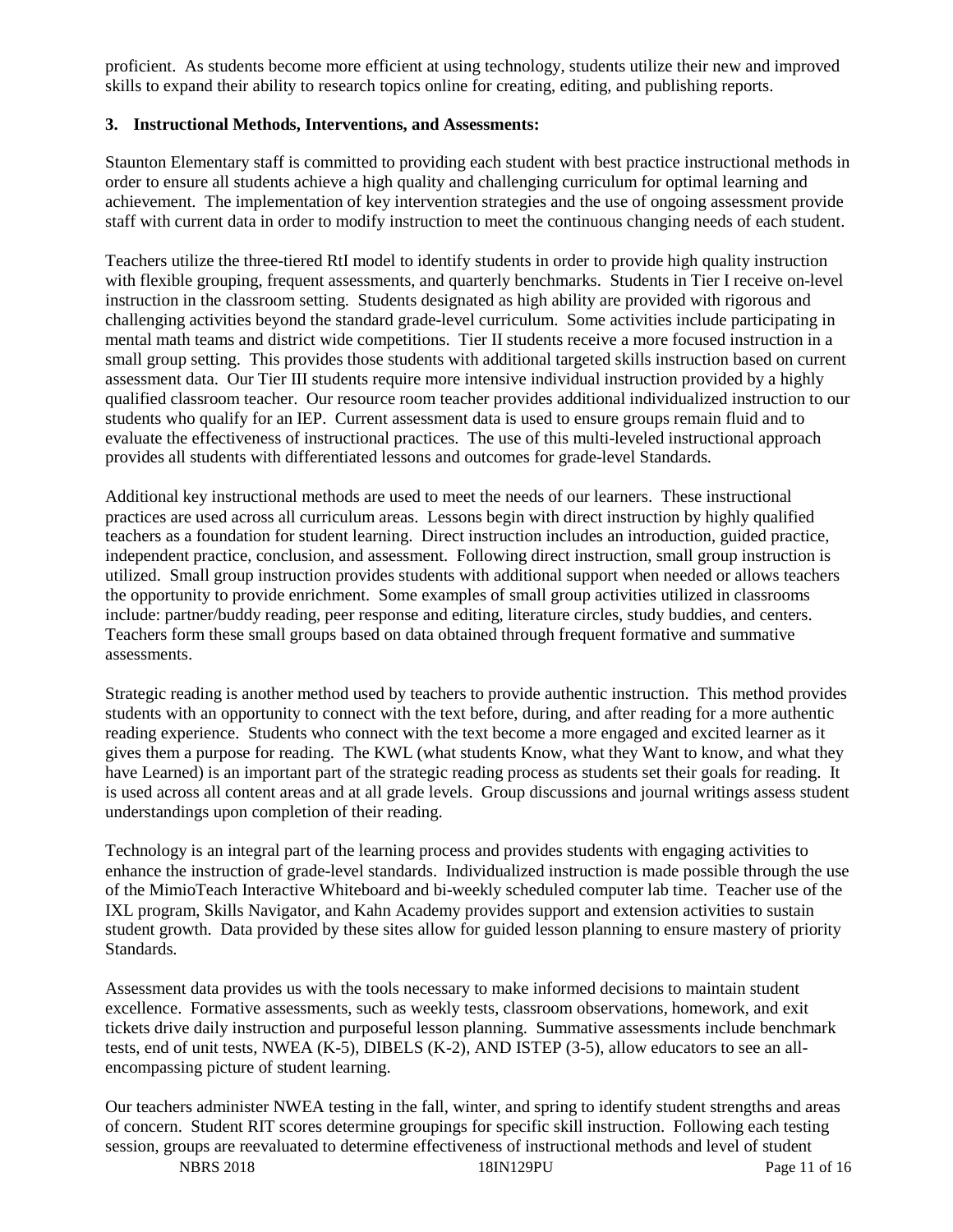proficient. As students become more efficient at using technology, students utilize their new and improved skills to expand their ability to research topics online for creating, editing, and publishing reports.

**3. Instructional Methods, Interventions, and Assessments:**

Staunton Elementary staff is committed to providing each student with best practice instructional methods in order to ensure all students achieve a high quality and challenging curriculum for optimal learning and achievement. The implementation of key intervention strategies and the use of ongoing assessment provide staff with current data in order to modify instruction to meet the continuous changing needs of each student.

Teachers utilize the three-tiered RtI model to identify students in order to provide high quality instruction with flexible grouping, frequent assessments, and quarterly benchmarks. Students in Tier I receive on-level instruction in the classroom setting. Students designated as high ability are provided with rigorous and challenging activities beyond the standard grade-level curriculum. Some activities include participating in mental math teams and district wide competitions. Tier II students receive a more focused instruction in a small group setting. This provides those students with additional targeted skills instruction based on current assessment data. Our Tier III students require more intensive individual instruction provided by a highly qualified classroom teacher. Our resource room teacher provides additional individualized instruction to our students who qualify for an IEP. Current assessment data is used to ensure groups remain fluid and to evaluate the effectiveness of instructional practices. The use of this multi-leveled instructional approach provides all students with differentiated lessons and outcomes for grade-level Standards.

Additional key instructional methods are used to meet the needs of our learners. These instructional practices are used across all curriculum areas. Lessons begin with direct instruction by highly qualified teachers as a foundation for student learning. Direct instruction includes an introduction, guided practice, independent practice, conclusion, and assessment. Following direct instruction, small group instruction is utilized. Small group instruction provides students with additional support when needed or allows teachers the opportunity to provide enrichment. Some examples of small group activities utilized in classrooms include: partner/buddy reading, peer response and editing, literature circles, study buddies, and centers. Teachers form these small groups based on data obtained through frequent formative and summative assessments.

Strategic reading is another method used by teachers to provide authentic instruction. This method provides students with an opportunity to connect with the text before, during, and after reading for a more authentic reading experience. Students who connect with the text become a more engaged and excited learner as it gives them a purpose for reading. The KWL (what students Know, what they Want to know, and what they have Learned) is an important part of the strategic reading process as students set their goals for reading. It is used across all content areas and at all grade levels. Group discussions and journal writings assess student understandings upon completion of their reading.

Technology is an integral part of the learning process and provides students with engaging activities to enhance the instruction of grade-level standards. Individualized instruction is made possible through the use of the MimioTeach Interactive Whiteboard and bi-weekly scheduled computer lab time. Teacher use of the IXL program, Skills Navigator, and Kahn Academy provides support and extension activities to sustain student growth. Data provided by these sites allow for guided lesson planning to ensure mastery of priority Standards.

Assessment data provides us with the tools necessary to make informed decisions to maintain student excellence. Formative assessments, such as weekly tests, classroom observations, homework, and exit tickets drive daily instruction and purposeful lesson planning. Summative assessments include benchmark tests, end of unit tests, NWEA (K-5), DIBELS (K-2), AND ISTEP (3-5), allow educators to see an all-encompassing picture of student learning.

Our teachers administer NWEA testing in the fall, winter, and spring to identify student strengths and areas of concern. Student RIT scores determine groupings for specific skill instruction. Following each testing session, groups are reevaluated to determine effectiveness of instructional methods and level of student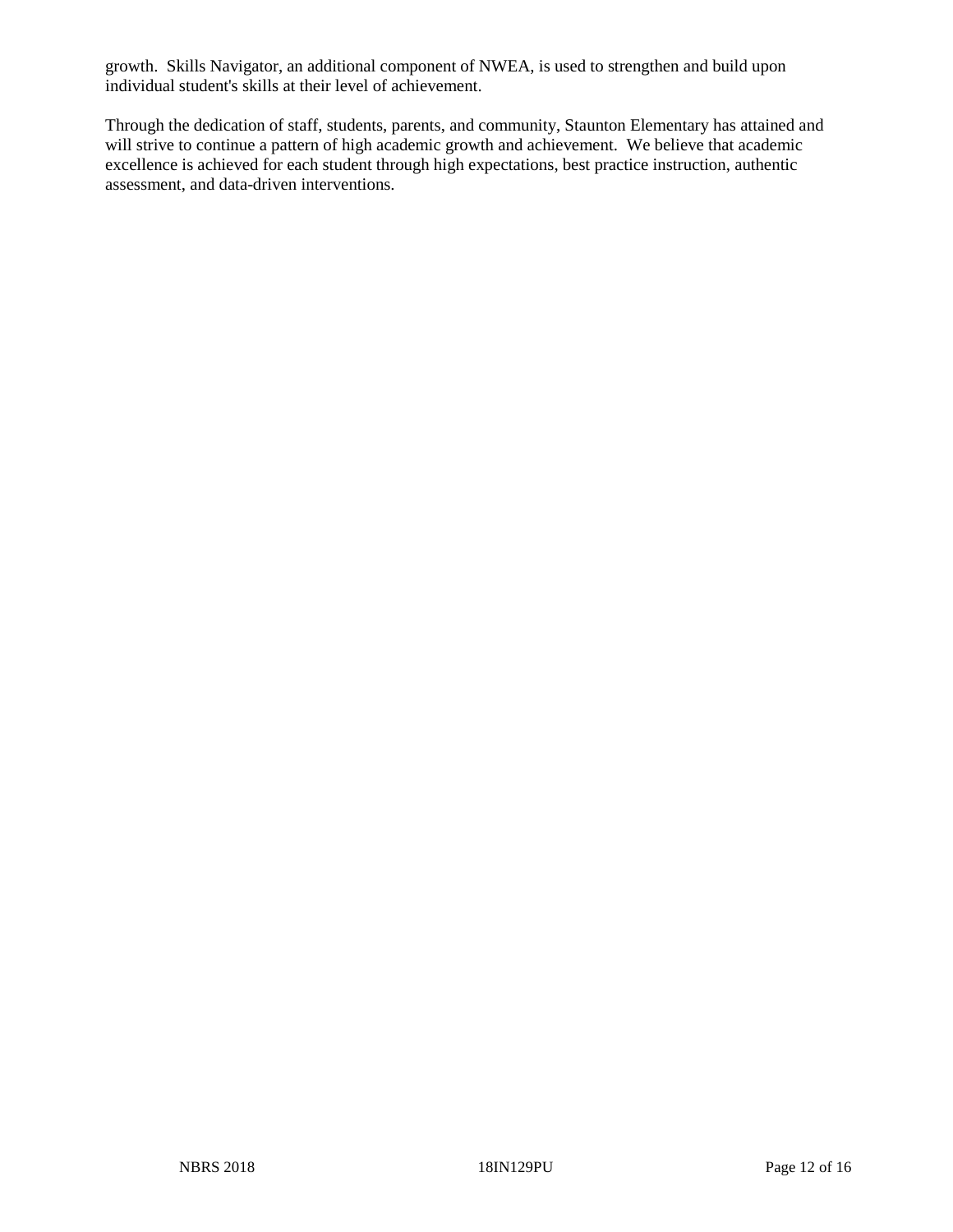growth. Skills Navigator, an additional component of NWEA, is used to strengthen and build upon individual student's skills at their level of achievement.

Through the dedication of staff, students, parents, and community, Staunton Elementary has attained and will strive to continue a pattern of high academic growth and achievement. We believe that academic excellence is achieved for each student through high expectations, best practice instruction, authentic assessment, and data-driven interventions.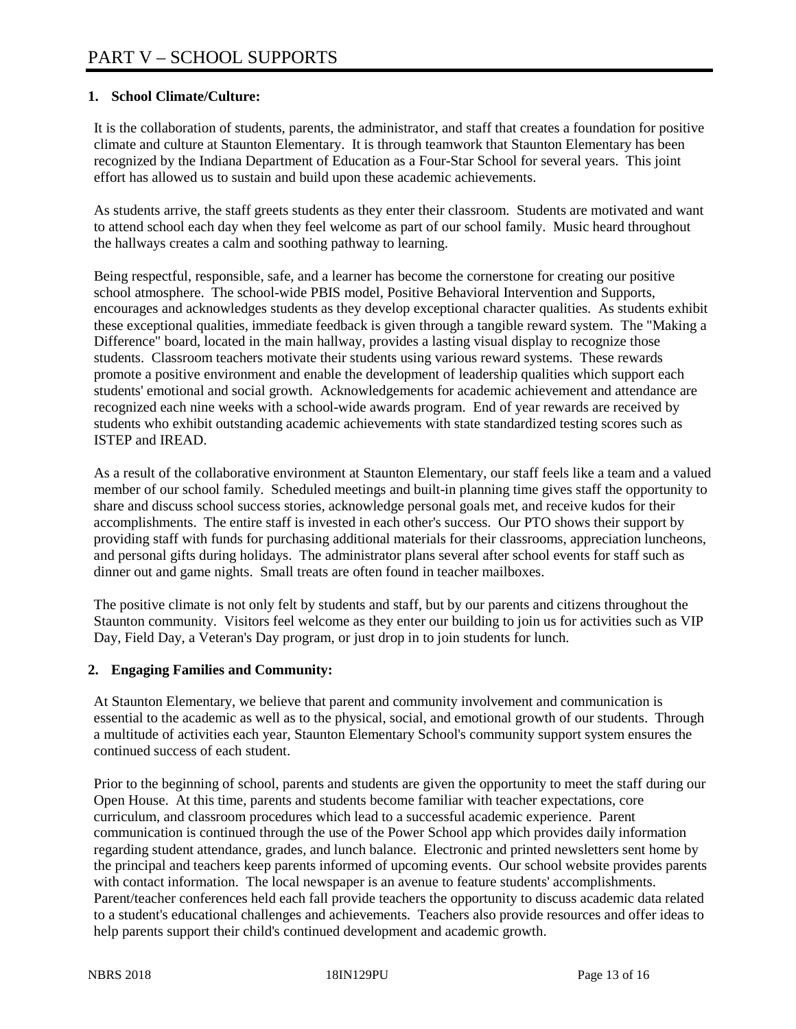# PART V – SCHOOL SUPPORTS

**1. School Climate/Culture:**

It is the collaboration of students, parents, the administrator, and staff that creates a foundation for positive climate and culture at Staunton Elementary. It is through teamwork that Staunton Elementary has been recognized by the Indiana Department of Education as a Four-Star School for several years. This joint effort has allowed us to sustain and build upon these academic achievements.

As students arrive, the staff greets students as they enter their classroom. Students are motivated and want to attend school each day when they feel welcome as part of our school family. Music heard throughout the hallways creates a calm and soothing pathway to learning.

Being respectful, responsible, safe, and a learner has become the cornerstone for creating our positive school atmosphere. The school-wide PBIS model, Positive Behavioral Intervention and Supports, encourages and acknowledges students as they develop exceptional character qualities. As students exhibit these exceptional qualities, immediate feedback is given through a tangible reward system. The "Making a Difference" board, located in the main hallway, provides a lasting visual display to recognize those students. Classroom teachers motivate their students using various reward systems. These rewards promote a positive environment and enable the development of leadership qualities which support each students' emotional and social growth. Acknowledgements for academic achievement and attendance are recognized each nine weeks with a school-wide awards program. End of year rewards are received by students who exhibit outstanding academic achievements with state standardized testing scores such as ISTEP and IREAD.

As a result of the collaborative environment at Staunton Elementary, our staff feels like a team and a valued member of our school family. Scheduled meetings and built-in planning time gives staff the opportunity to share and discuss school success stories, acknowledge personal goals met, and receive kudos for their accomplishments. The entire staff is invested in each other's success. Our PTO shows their support by providing staff with funds for purchasing additional materials for their classrooms, appreciation luncheons, and personal gifts during holidays. The administrator plans several after school events for staff such as dinner out and game nights. Small treats are often found in teacher mailboxes.

The positive climate is not only felt by students and staff, but by our parents and citizens throughout the Staunton community. Visitors feel welcome as they enter our building to join us for activities such as VIP Day, Field Day, a Veteran's Day program, or just drop in to join students for lunch.

**2. Engaging Families and Community:**

At Staunton Elementary, we believe that parent and community involvement and communication is essential to the academic as well as to the physical, social, and emotional growth of our students. Through a multitude of activities each year, Staunton Elementary School's community support system ensures the continued success of each student.

Prior to the beginning of school, parents and students are given the opportunity to meet the staff during our Open House. At this time, parents and students become familiar with teacher expectations, core curriculum, and classroom procedures which lead to a successful academic experience. Parent communication is continued through the use of the Power School app which provides daily information regarding student attendance, grades, and lunch balance. Electronic and printed newsletters sent home by the principal and teachers keep parents informed of upcoming events. Our school website provides parents with contact information. The local newspaper is an avenue to feature students' accomplishments. Parent/teacher conferences held each fall provide teachers the opportunity to discuss academic data related to a student's educational challenges and achievements. Teachers also provide resources and offer ideas to help parents support their child's continued development and academic growth.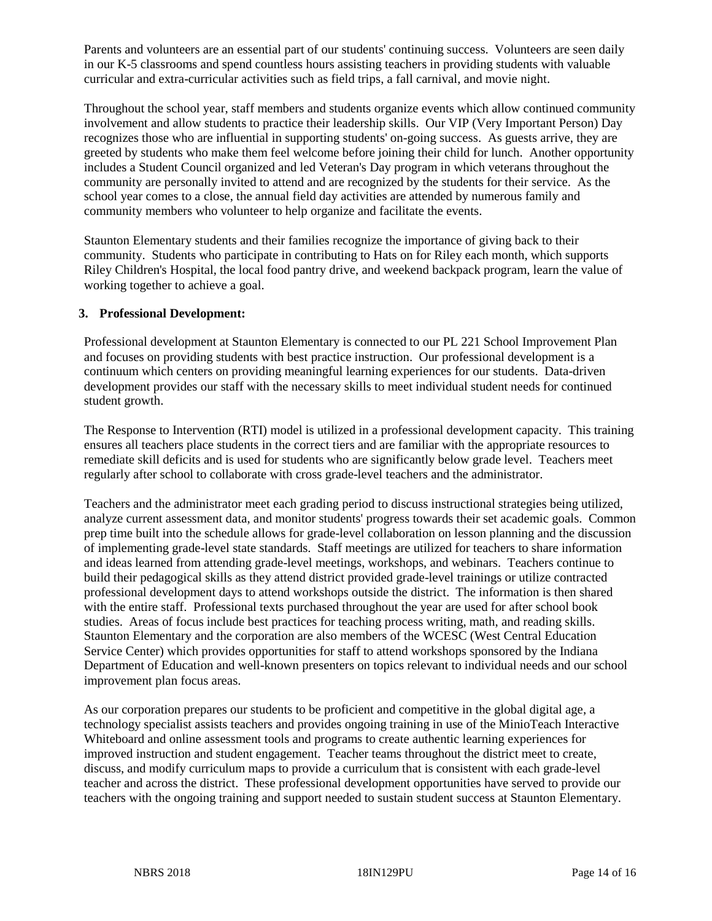Parents and volunteers are an essential part of our students' continuing success. Volunteers are seen daily in our K-5 classrooms and spend countless hours assisting teachers in providing students with valuable curricular and extra-curricular activities such as field trips, a fall carnival, and movie night.

Throughout the school year, staff members and students organize events which allow continued community involvement and allow students to practice their leadership skills. Our VIP (Very Important Person) Day recognizes those who are influential in supporting students' on-going success. As guests arrive, they are greeted by students who make them feel welcome before joining their child for lunch. Another opportunity includes a Student Council organized and led Veteran's Day program in which veterans throughout the community are personally invited to attend and are recognized by the students for their service. As the school year comes to a close, the annual field day activities are attended by numerous family and community members who volunteer to help organize and facilitate the events.

Staunton Elementary students and their families recognize the importance of giving back to their community. Students who participate in contributing to Hats on for Riley each month, which supports Riley Children's Hospital, the local food pantry drive, and weekend backpack program, learn the value of working together to achieve a goal.

**3. Professional Development:**

Professional development at Staunton Elementary is connected to our PL 221 School Improvement Plan and focuses on providing students with best practice instruction. Our professional development is a continuum which centers on providing meaningful learning experiences for our students. Data-driven development provides our staff with the necessary skills to meet individual student needs for continued student growth.

The Response to Intervention (RTI) model is utilized in a professional development capacity. This training ensures all teachers place students in the correct tiers and are familiar with the appropriate resources to remediate skill deficits and is used for students who are significantly below grade level. Teachers meet regularly after school to collaborate with cross grade-level teachers and the administrator.

Teachers and the administrator meet each grading period to discuss instructional strategies being utilized, analyze current assessment data, and monitor students' progress towards their set academic goals. Common prep time built into the schedule allows for grade-level collaboration on lesson planning and the discussion of implementing grade-level state standards. Staff meetings are utilized for teachers to share information and ideas learned from attending grade-level meetings, workshops, and webinars. Teachers continue to build their pedagogical skills as they attend district provided grade-level trainings or utilize contracted professional development days to attend workshops outside the district. The information is then shared with the entire staff. Professional texts purchased throughout the year are used for after school book studies. Areas of focus include best practices for teaching process writing, math, and reading skills. Staunton Elementary and the corporation are also members of the WCESC (West Central Education Service Center) which provides opportunities for staff to attend workshops sponsored by the Indiana Department of Education and well-known presenters on topics relevant to individual needs and our school improvement plan focus areas.

As our corporation prepares our students to be proficient and competitive in the global digital age, a technology specialist assists teachers and provides ongoing training in use of the MinioTeach Interactive Whiteboard and online assessment tools and programs to create authentic learning experiences for improved instruction and student engagement. Teacher teams throughout the district meet to create, discuss, and modify curriculum maps to provide a curriculum that is consistent with each grade-level teacher and across the district. These professional development opportunities have served to provide our teachers with the ongoing training and support needed to sustain student success at Staunton Elementary.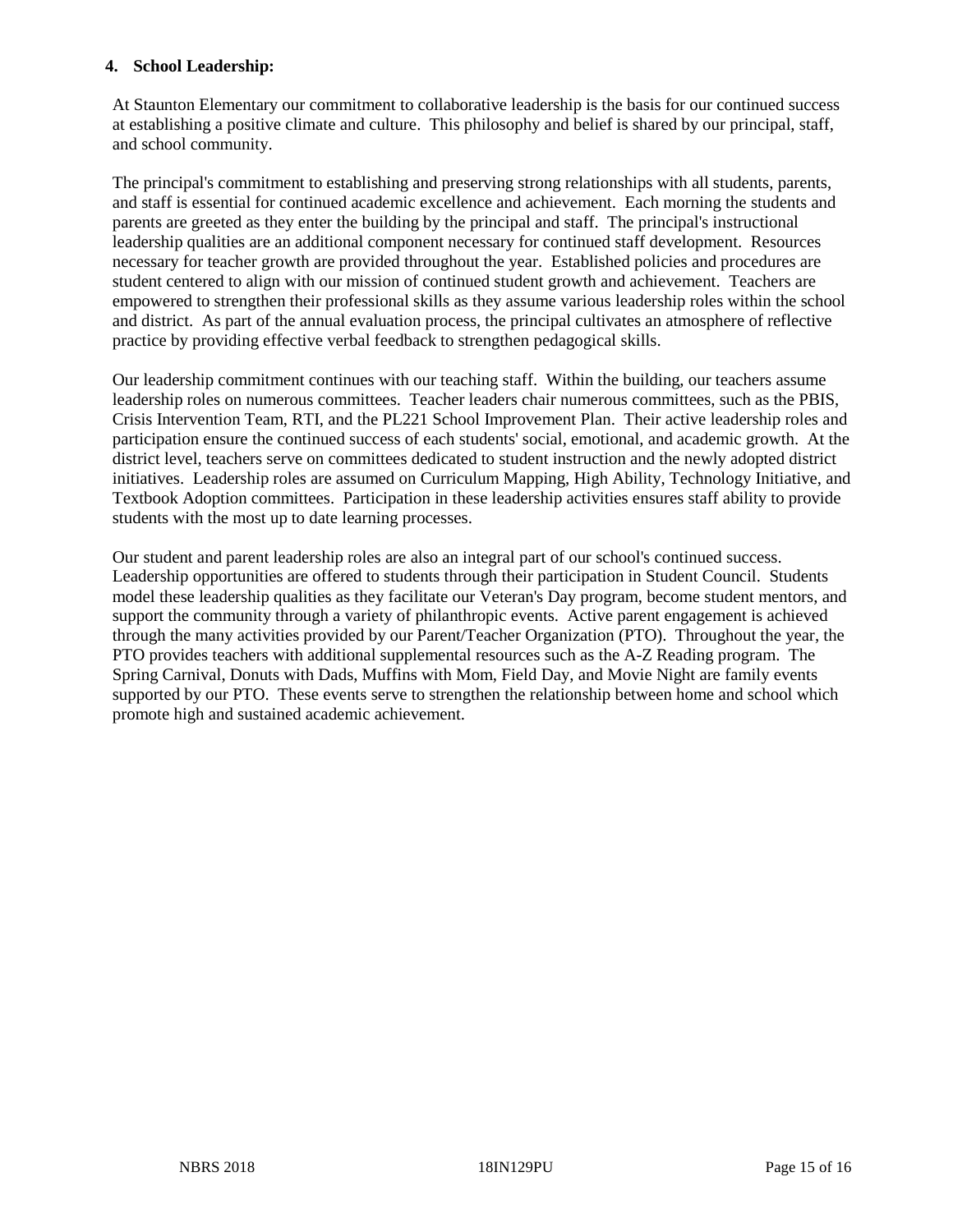#### 4. School Leadership:

At Staunton Elementary our commitment to collaborative leadership is the basis for our continued success at establishing a positive climate and culture. This philosophy and belief is shared by our principal, staff, and school community.

The principal's commitment to establishing and preserving strong relationships with all students, parents, and staff is essential for continued academic excellence and achievement. Each morning the students and parents are greeted as they enter the building by the principal and staff. The principal's instructional leadership qualities are an additional component necessary for continued staff development. Resources necessary for teacher growth are provided throughout the year. Established policies and procedures are student centered to align with our mission of continued student growth and achievement. Teachers are empowered to strengthen their professional skills as they assume various leadership roles within the school and district. As part of the annual evaluation process, the principal cultivates an atmosphere of reflective practice by providing effective verbal feedback to strengthen pedagogical skills.

Our leadership commitment continues with our teaching staff. Within the building, our teachers assume leadership roles on numerous committees. Teacher leaders chair numerous committees, such as the PBIS, Crisis Intervention Team, RTI, and the PL221 School Improvement Plan. Their active leadership roles and participation ensure the continued success of each students' social, emotional, and academic growth. At the district level, teachers serve on committees dedicated to student instruction and the newly adopted district initiatives. Leadership roles are assumed on Curriculum Mapping, High Ability, Technology Initiative, and Textbook Adoption committees. Participation in these leadership activities ensures staff ability to provide students with the most up to date learning processes.

Our student and parent leadership roles are also an integral part of our school's continued success. Leadership opportunities are offered to students through their participation in Student Council. Students model these leadership qualities as they facilitate our Veteran's Day program, become student mentors, and support the community through a variety of philanthropic events. Active parent engagement is achieved through the many activities provided by our Parent/Teacher Organization (PTO). Throughout the year, the PTO provides teachers with additional supplemental resources such as the A-Z Reading program. The Spring Carnival, Donuts with Dads, Muffins with Mom, Field Day, and Movie Night are family events supported by our PTO. These events serve to strengthen the relationship between home and school which promote high and sustained academic achievement.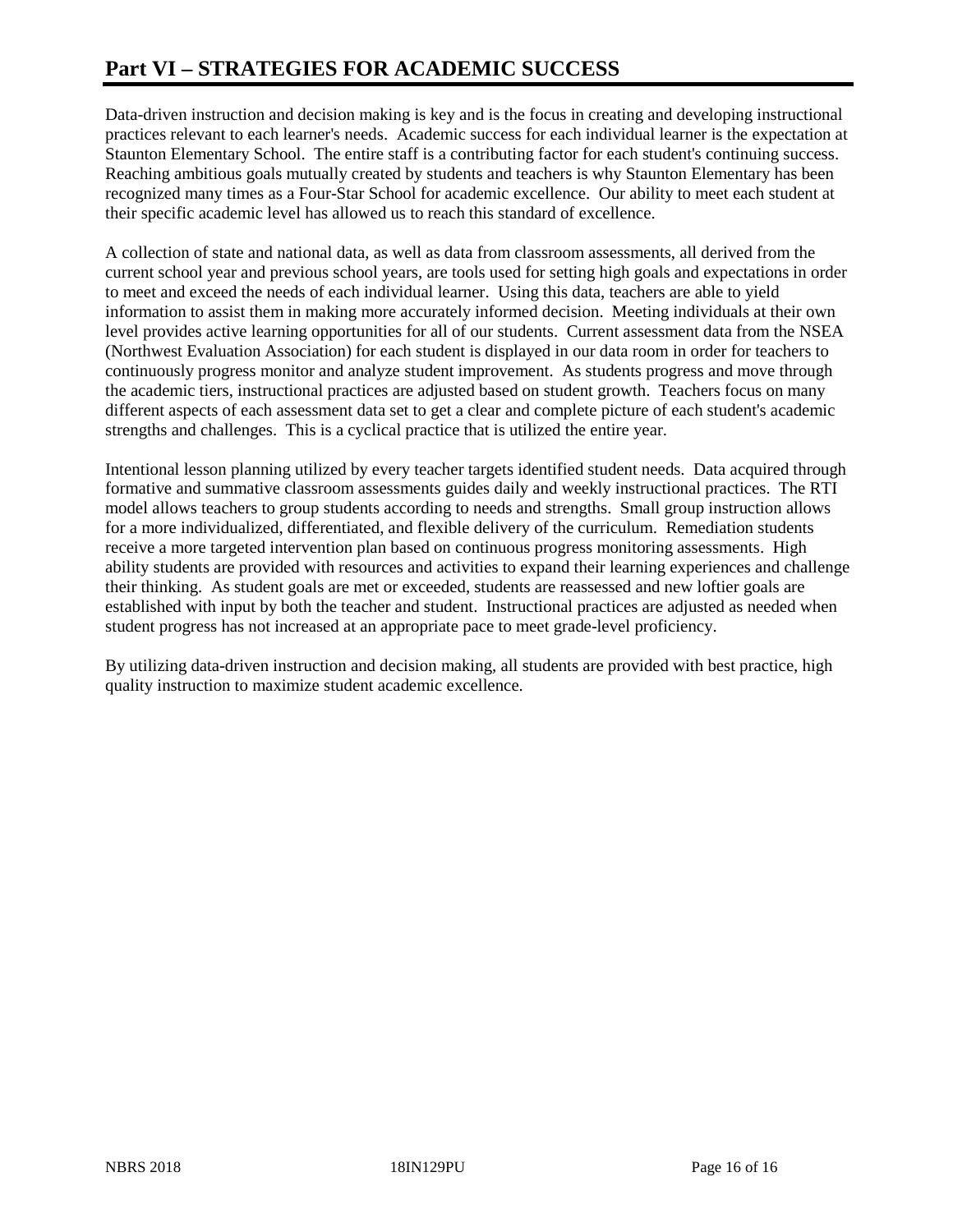# Part VI – STRATEGIES FOR ACADEMIC SUCCESS

Data-driven instruction and decision making is key and is the focus in creating and developing instructional practices relevant to each learner's needs. Academic success for each individual learner is the expectation at Staunton Elementary School. The entire staff is a contributing factor for each student's continuing success. Reaching ambitious goals mutually created by students and teachers is why Staunton Elementary has been recognized many times as a Four-Star School for academic excellence. Our ability to meet each student at their specific academic level has allowed us to reach this standard of excellence.

A collection of state and national data, as well as data from classroom assessments, all derived from the current school year and previous school years, are tools used for setting high goals and expectations in order to meet and exceed the needs of each individual learner. Using this data, teachers are able to yield information to assist them in making more accurately informed decision. Meeting individuals at their own level provides active learning opportunities for all of our students. Current assessment data from the NSEA (Northwest Evaluation Association) for each student is displayed in our data room in order for teachers to continuously progress monitor and analyze student improvement. As students progress and move through the academic tiers, instructional practices are adjusted based on student growth. Teachers focus on many different aspects of each assessment data set to get a clear and complete picture of each student's academic strengths and challenges. This is a cyclical practice that is utilized the entire year.

Intentional lesson planning utilized by every teacher targets identified student needs. Data acquired through formative and summative classroom assessments guides daily and weekly instructional practices. The RTI model allows teachers to group students according to needs and strengths. Small group instruction allows for a more individualized, differentiated, and flexible delivery of the curriculum. Remediation students receive a more targeted intervention plan based on continuous progress monitoring assessments. High ability students are provided with resources and activities to expand their learning experiences and challenge their thinking. As student goals are met or exceeded, students are reassessed and new loftier goals are established with input by both the teacher and student. Instructional practices are adjusted as needed when student progress has not increased at an appropriate pace to meet grade-level proficiency.

By utilizing data-driven instruction and decision making, all students are provided with best practice, high quality instruction to maximize student academic excellence.